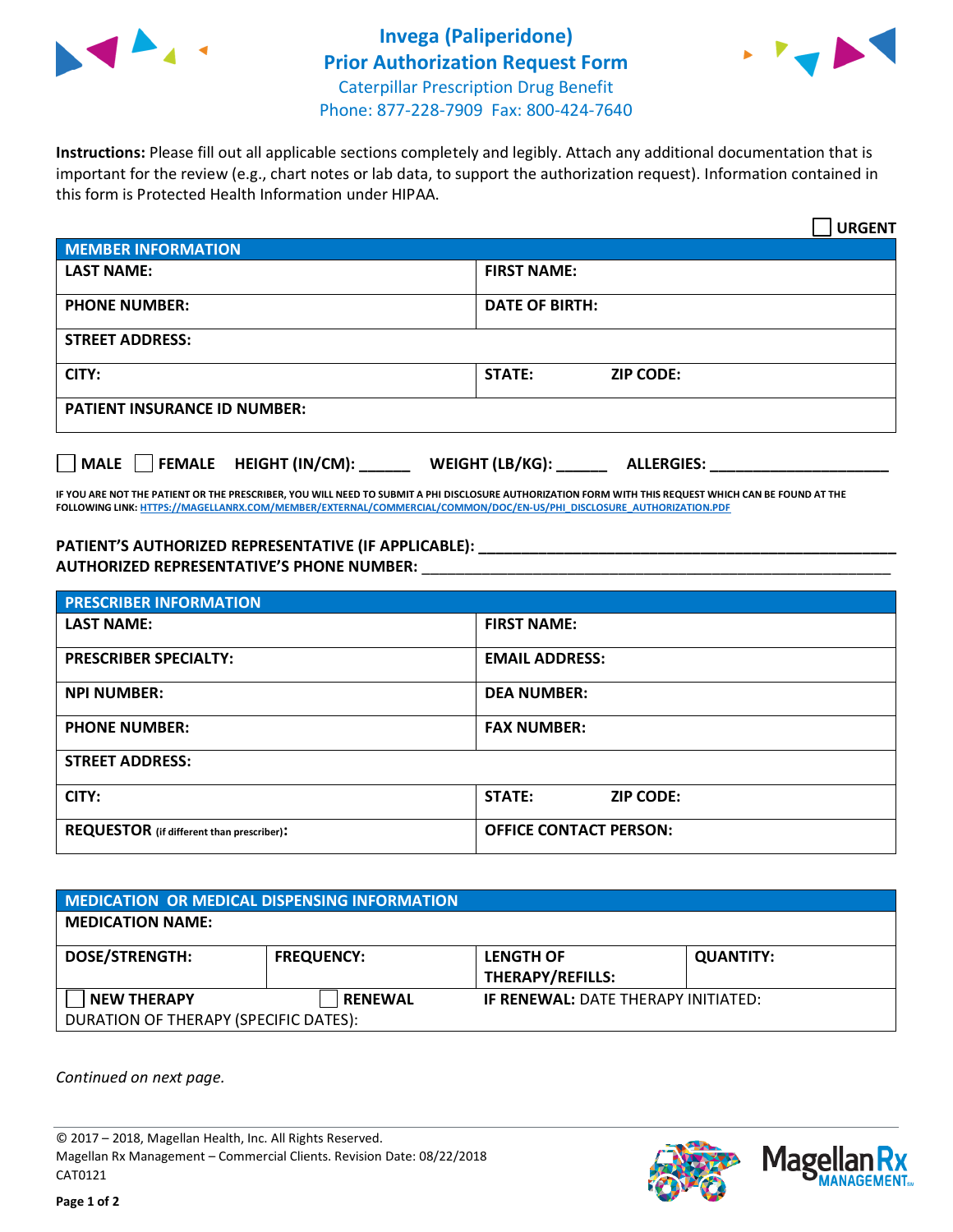# Invega (Paliperidone) Prior Authorization Request Form

Caterpillar Prescription Drug Benefit
Phone: 877-228-7909 Fax: 800-424-7640

**Instructions:** Please fill out all applicable sections completely and legibly. Attach any additional documentation that is important for the review (e.g., chart notes or lab data, to support the authorization request). Information contained in this form is Protected Health Information under HIPAA.

☐ **URGENT**

| **MEMBER INFORMATION** | | |
|---|---|---|
| **LAST NAME:** | **FIRST NAME:** | |
| **PHONE NUMBER:** | **DATE OF BIRTH:** | |
| **STREET ADDRESS:** | | |
| **CITY:** | **STATE:** | **ZIP CODE:** |
| **PATIENT INSURANCE ID NUMBER:** | | |

☐ **MALE** ☐ **FEMALE** **HEIGHT (IN/CM):** ______ **WEIGHT (LB/KG):** ______ **ALLERGIES:** ____________________

**IF YOU ARE NOT THE PATIENT OR THE PRESCRIBER, YOU WILL NEED TO SUBMIT A PHI DISCLOSURE AUTHORIZATION FORM WITH THIS REQUEST WHICH CAN BE FOUND AT THE FOLLOWING LINK:** HTTPS://MAGELLANRX.COM/MEMBER/EXTERNAL/COMMERCIAL/COMMON/DOC/EN-US/PHI_DISCLOSURE_AUTHORIZATION.PDF

**PATIENT'S AUTHORIZED REPRESENTATIVE (IF APPLICABLE):** ____________________________________________

**AUTHORIZED REPRESENTATIVE'S PHONE NUMBER:** ____________________________________________

| **PRESCRIBER INFORMATION** | | |
|---|---|---|
| **LAST NAME:** | **FIRST NAME:** | |
| **PRESCRIBER SPECIALTY:** | **EMAIL ADDRESS:** | |
| **NPI NUMBER:** | **DEA NUMBER:** | |
| **PHONE NUMBER:** | **FAX NUMBER:** | |
| **STREET ADDRESS:** | | |
| **CITY:** | **STATE:** | **ZIP CODE:** |
| **REQUESTOR** (if different than prescriber)**:** | **OFFICE CONTACT PERSON:** | |

| **MEDICATION OR MEDICAL DISPENSING INFORMATION** | | | |
|---|---|---|---|
| **MEDICATION NAME:** | | | |
| **DOSE/STRENGTH:** | **FREQUENCY:** | **LENGTH OF THERAPY/REFILLS:** | **QUANTITY:** |
| ☐ **NEW THERAPY** | ☐ **RENEWAL** | **IF RENEWAL:** DATE THERAPY INITIATED: | |
| DURATION OF THERAPY (SPECIFIC DATES): | | | |

*Continued on next page.*

© 2017 – 2018, Magellan Health, Inc. All Rights Reserved.
Magellan Rx Management – Commercial Clients. Revision Date: 08/22/2018
CAT0121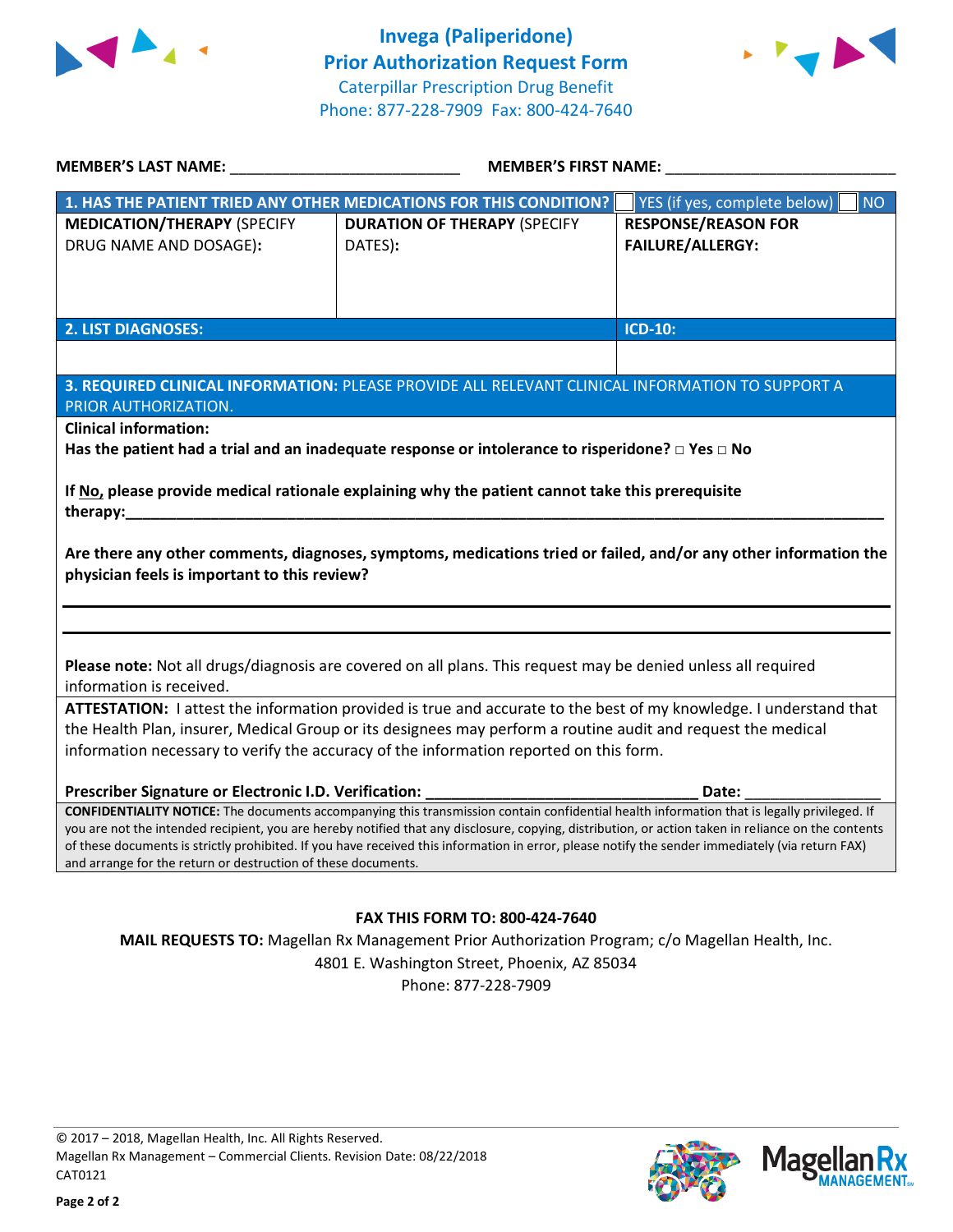# Invega (Paliperidone) Prior Authorization Request Form

Caterpillar Prescription Drug Benefit
Phone: 877-228-7909 Fax: 800-424-7640

**MEMBER'S LAST NAME:** ___________________________ **MEMBER'S FIRST NAME:** ___________________________

**1. HAS THE PATIENT TRIED ANY OTHER MEDICATIONS FOR THIS CONDITION?** ☐ YES (if yes, complete below) ☐ NO

| **MEDICATION/THERAPY** (SPECIFY DRUG NAME AND DOSAGE): | **DURATION OF THERAPY** (SPECIFY DATES): | **RESPONSE/REASON FOR FAILURE/ALLERGY:** |
|---|---|---|
| | | |

| **2. LIST DIAGNOSES:** | **ICD-10:** |
|---|---|
| | |

**3. REQUIRED CLINICAL INFORMATION:** PLEASE PROVIDE ALL RELEVANT CLINICAL INFORMATION TO SUPPORT A PRIOR AUTHORIZATION.

**Clinical information:**

**Has the patient had a trial and an inadequate response or intolerance to risperidone?** ☐ **Yes** ☐ **No**

**If No, please provide medical rationale explaining why the patient cannot take this prerequisite therapy:**_______________________________________________________________________________

**Are there any other comments, diagnoses, symptoms, medications tried or failed, and/or any other information the physician feels is important to this review?**

_______________________________________________________________________________

_______________________________________________________________________________

**Please note:** Not all drugs/diagnosis are covered on all plans. This request may be denied unless all required information is received.

**ATTESTATION:** I attest the information provided is true and accurate to the best of my knowledge. I understand that the Health Plan, insurer, Medical Group or its designees may perform a routine audit and request the medical information necessary to verify the accuracy of the information reported on this form.

**Prescriber Signature or Electronic I.D. Verification:** _________________________________ **Date:** ________________

**CONFIDENTIALITY NOTICE:** The documents accompanying this transmission contain confidential health information that is legally privileged. If you are not the intended recipient, you are hereby notified that any disclosure, copying, distribution, or action taken in reliance on the contents of these documents is strictly prohibited. If you have received this information in error, please notify the sender immediately (via return FAX) and arrange for the return or destruction of these documents.

**FAX THIS FORM TO: 800-424-7640**

**MAIL REQUESTS TO:** Magellan Rx Management Prior Authorization Program; c/o Magellan Health, Inc.
4801 E. Washington Street, Phoenix, AZ 85034
Phone: 877-228-7909

© 2017 – 2018, Magellan Health, Inc. All Rights Reserved.
Magellan Rx Management – Commercial Clients. Revision Date: 08/22/2018
CAT0121